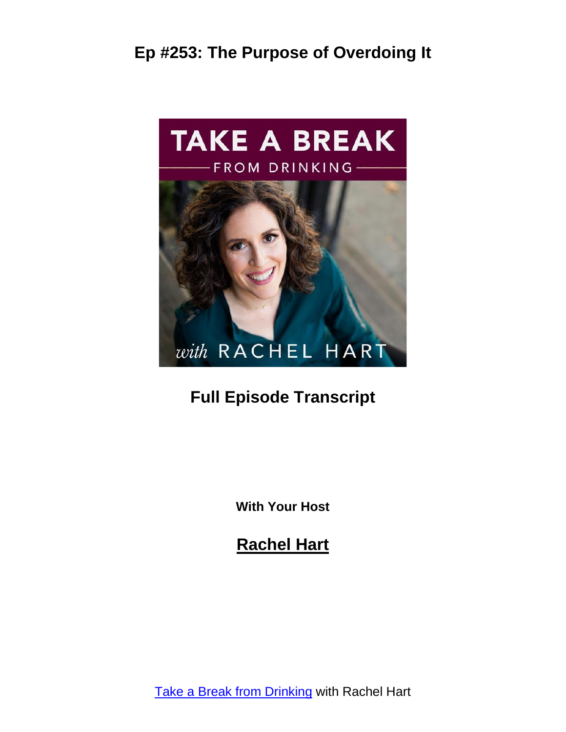# Ep #253: The Purpose of Overdoing It

## Full Episode Transcript

**With Your Host**

## Rachel Hart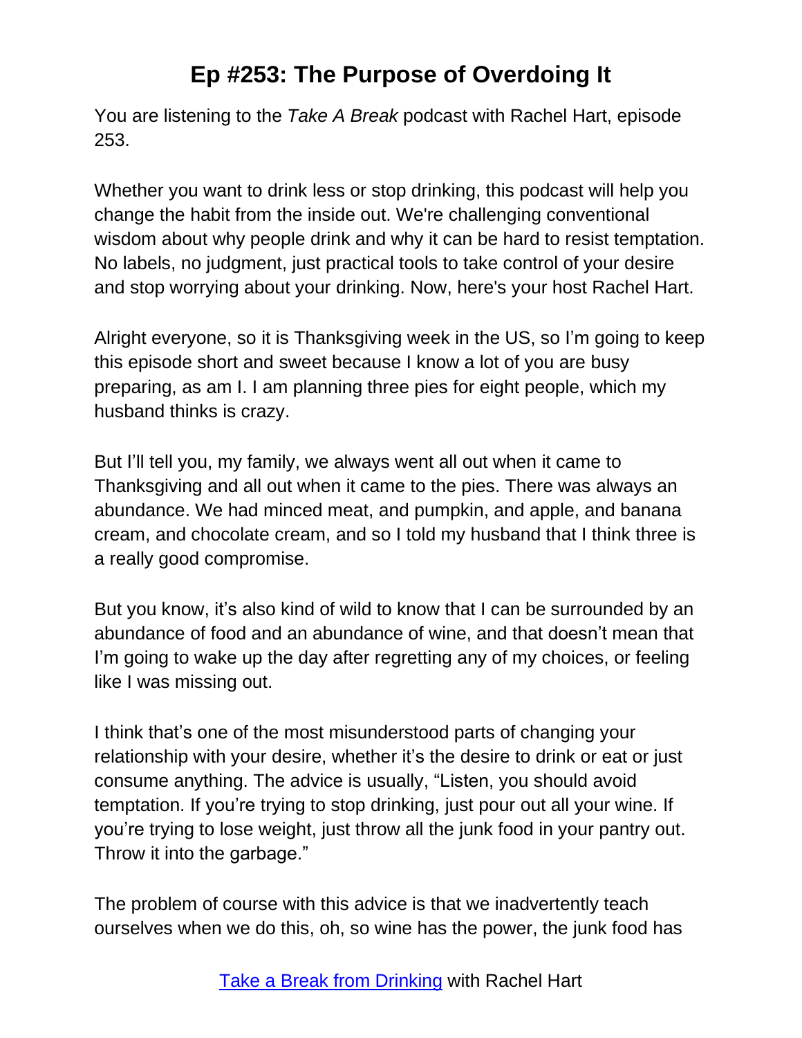# Ep #253: The Purpose of Overdoing It

You are listening to the *Take A Break* podcast with Rachel Hart, episode 253.

Whether you want to drink less or stop drinking, this podcast will help you change the habit from the inside out. We're challenging conventional wisdom about why people drink and why it can be hard to resist temptation. No labels, no judgment, just practical tools to take control of your desire and stop worrying about your drinking. Now, here's your host Rachel Hart.

Alright everyone, so it is Thanksgiving week in the US, so I'm going to keep this episode short and sweet because I know a lot of you are busy preparing, as am I. I am planning three pies for eight people, which my husband thinks is crazy.

But I'll tell you, my family, we always went all out when it came to Thanksgiving and all out when it came to the pies. There was always an abundance. We had minced meat, and pumpkin, and apple, and banana cream, and chocolate cream, and so I told my husband that I think three is a really good compromise.

But you know, it's also kind of wild to know that I can be surrounded by an abundance of food and an abundance of wine, and that doesn't mean that I'm going to wake up the day after regretting any of my choices, or feeling like I was missing out.

I think that's one of the most misunderstood parts of changing your relationship with your desire, whether it's the desire to drink or eat or just consume anything. The advice is usually, "Listen, you should avoid temptation. If you're trying to stop drinking, just pour out all your wine. If you're trying to lose weight, just throw all the junk food in your pantry out. Throw it into the garbage."

The problem of course with this advice is that we inadvertently teach ourselves when we do this, oh, so wine has the power, the junk food has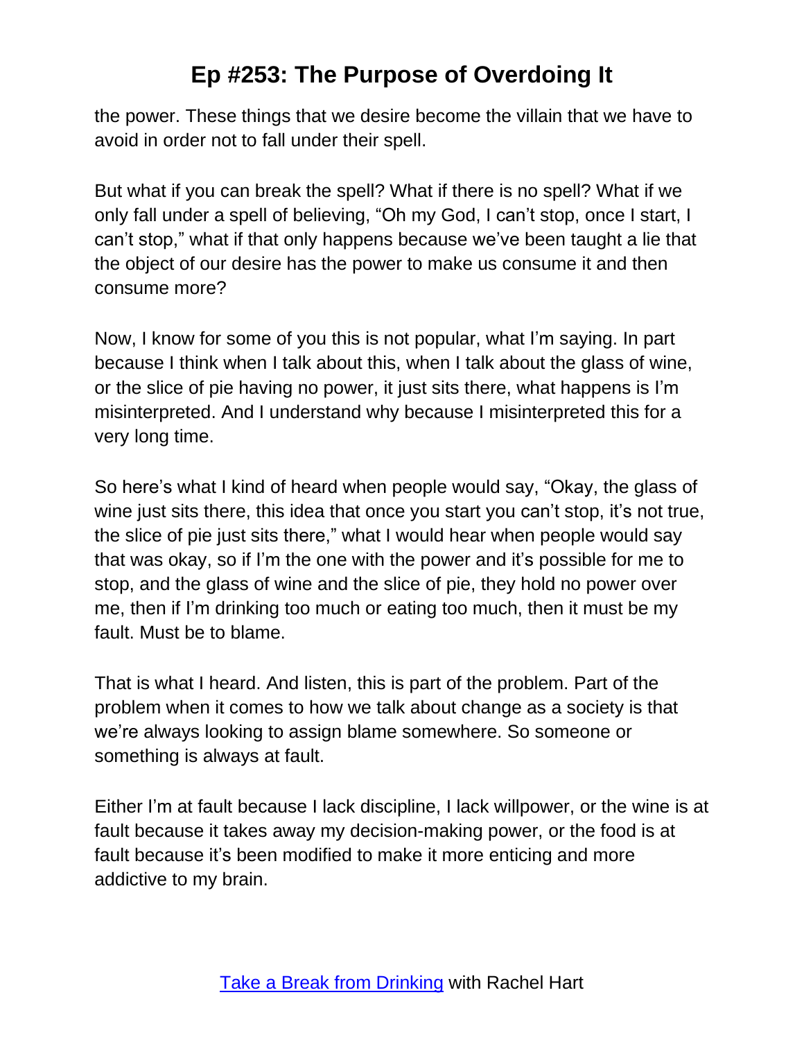the power. These things that we desire become the villain that we have to avoid in order not to fall under their spell.

But what if you can break the spell? What if there is no spell? What if we only fall under a spell of believing, "Oh my God, I can't stop, once I start, I can't stop," what if that only happens because we've been taught a lie that the object of our desire has the power to make us consume it and then consume more?

Now, I know for some of you this is not popular, what I'm saying. In part because I think when I talk about this, when I talk about the glass of wine, or the slice of pie having no power, it just sits there, what happens is I'm misinterpreted. And I understand why because I misinterpreted this for a very long time.

So here's what I kind of heard when people would say, "Okay, the glass of wine just sits there, this idea that once you start you can't stop, it's not true, the slice of pie just sits there," what I would hear when people would say that was okay, so if I'm the one with the power and it's possible for me to stop, and the glass of wine and the slice of pie, they hold no power over me, then if I'm drinking too much or eating too much, then it must be my fault. Must be to blame.

That is what I heard. And listen, this is part of the problem. Part of the problem when it comes to how we talk about change as a society is that we're always looking to assign blame somewhere. So someone or something is always at fault.

Either I'm at fault because I lack discipline, I lack willpower, or the wine is at fault because it takes away my decision-making power, or the food is at fault because it's been modified to make it more enticing and more addictive to my brain.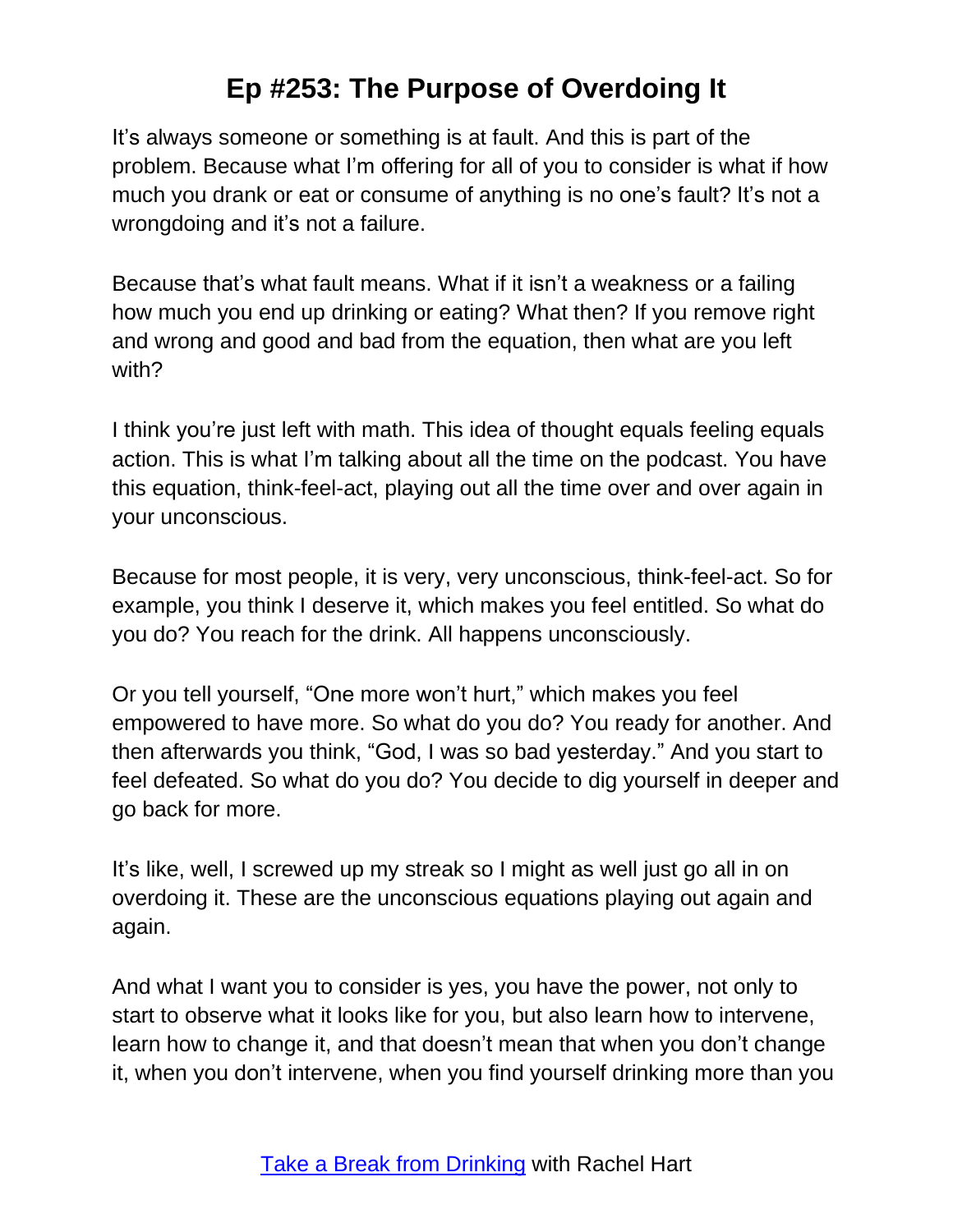It's always someone or something is at fault. And this is part of the problem. Because what I'm offering for all of you to consider is what if how much you drank or eat or consume of anything is no one's fault? It's not a wrongdoing and it's not a failure.

Because that's what fault means. What if it isn't a weakness or a failing how much you end up drinking or eating? What then? If you remove right and wrong and good and bad from the equation, then what are you left with?

I think you're just left with math. This idea of thought equals feeling equals action. This is what I'm talking about all the time on the podcast. You have this equation, think-feel-act, playing out all the time over and over again in your unconscious.

Because for most people, it is very, very unconscious, think-feel-act. So for example, you think I deserve it, which makes you feel entitled. So what do you do? You reach for the drink. All happens unconsciously.

Or you tell yourself, "One more won't hurt," which makes you feel empowered to have more. So what do you do? You ready for another. And then afterwards you think, "God, I was so bad yesterday." And you start to feel defeated. So what do you do? You decide to dig yourself in deeper and go back for more.

It's like, well, I screwed up my streak so I might as well just go all in on overdoing it. These are the unconscious equations playing out again and again.

And what I want you to consider is yes, you have the power, not only to start to observe what it looks like for you, but also learn how to intervene, learn how to change it, and that doesn't mean that when you don't change it, when you don't intervene, when you find yourself drinking more than you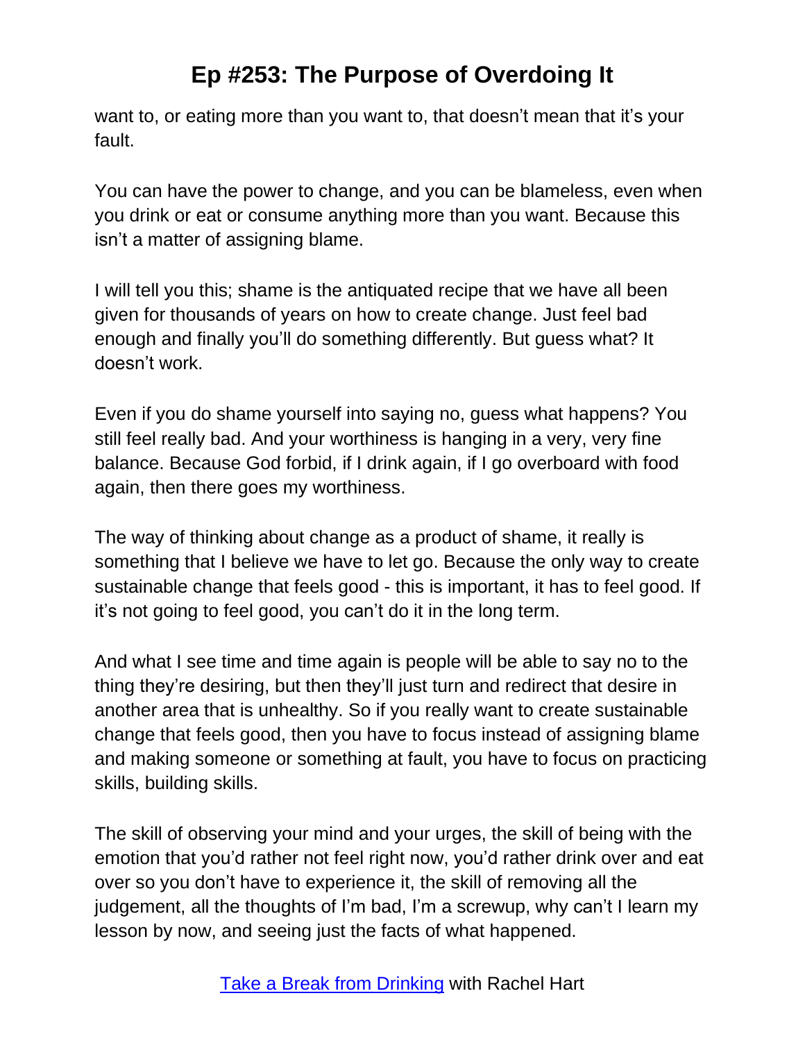want to, or eating more than you want to, that doesn't mean that it's your fault.

You can have the power to change, and you can be blameless, even when you drink or eat or consume anything more than you want. Because this isn't a matter of assigning blame.

I will tell you this; shame is the antiquated recipe that we have all been given for thousands of years on how to create change. Just feel bad enough and finally you'll do something differently. But guess what? It doesn't work.

Even if you do shame yourself into saying no, guess what happens? You still feel really bad. And your worthiness is hanging in a very, very fine balance. Because God forbid, if I drink again, if I go overboard with food again, then there goes my worthiness.

The way of thinking about change as a product of shame, it really is something that I believe we have to let go. Because the only way to create sustainable change that feels good - this is important, it has to feel good. If it's not going to feel good, you can't do it in the long term.

And what I see time and time again is people will be able to say no to the thing they're desiring, but then they'll just turn and redirect that desire in another area that is unhealthy. So if you really want to create sustainable change that feels good, then you have to focus instead of assigning blame and making someone or something at fault, you have to focus on practicing skills, building skills.

The skill of observing your mind and your urges, the skill of being with the emotion that you'd rather not feel right now, you'd rather drink over and eat over so you don't have to experience it, the skill of removing all the judgement, all the thoughts of I'm bad, I'm a screwup, why can't I learn my lesson by now, and seeing just the facts of what happened.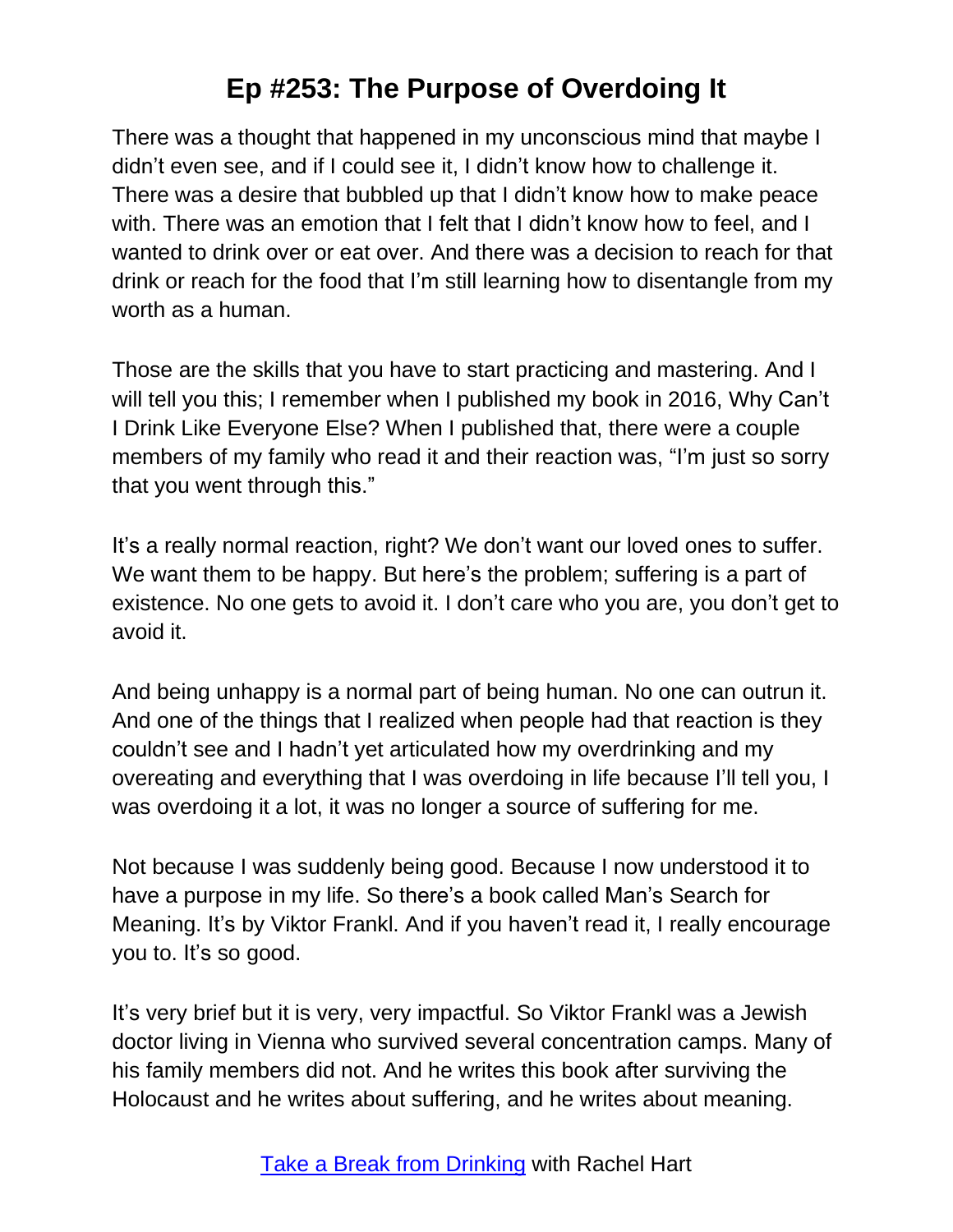# Ep #253: The Purpose of Overdoing It

There was a thought that happened in my unconscious mind that maybe I didn't even see, and if I could see it, I didn't know how to challenge it. There was a desire that bubbled up that I didn't know how to make peace with. There was an emotion that I felt that I didn't know how to feel, and I wanted to drink over or eat over. And there was a decision to reach for that drink or reach for the food that I'm still learning how to disentangle from my worth as a human.

Those are the skills that you have to start practicing and mastering. And I will tell you this; I remember when I published my book in 2016, Why Can't I Drink Like Everyone Else? When I published that, there were a couple members of my family who read it and their reaction was, "I'm just so sorry that you went through this."

It's a really normal reaction, right? We don't want our loved ones to suffer. We want them to be happy. But here's the problem; suffering is a part of existence. No one gets to avoid it. I don't care who you are, you don't get to avoid it.

And being unhappy is a normal part of being human. No one can outrun it. And one of the things that I realized when people had that reaction is they couldn't see and I hadn't yet articulated how my overdrinking and my overeating and everything that I was overdoing in life because I'll tell you, I was overdoing it a lot, it was no longer a source of suffering for me.

Not because I was suddenly being good. Because I now understood it to have a purpose in my life. So there's a book called Man's Search for Meaning. It's by Viktor Frankl. And if you haven't read it, I really encourage you to. It's so good.

It's very brief but it is very, very impactful. So Viktor Frankl was a Jewish doctor living in Vienna who survived several concentration camps. Many of his family members did not. And he writes this book after surviving the Holocaust and he writes about suffering, and he writes about meaning.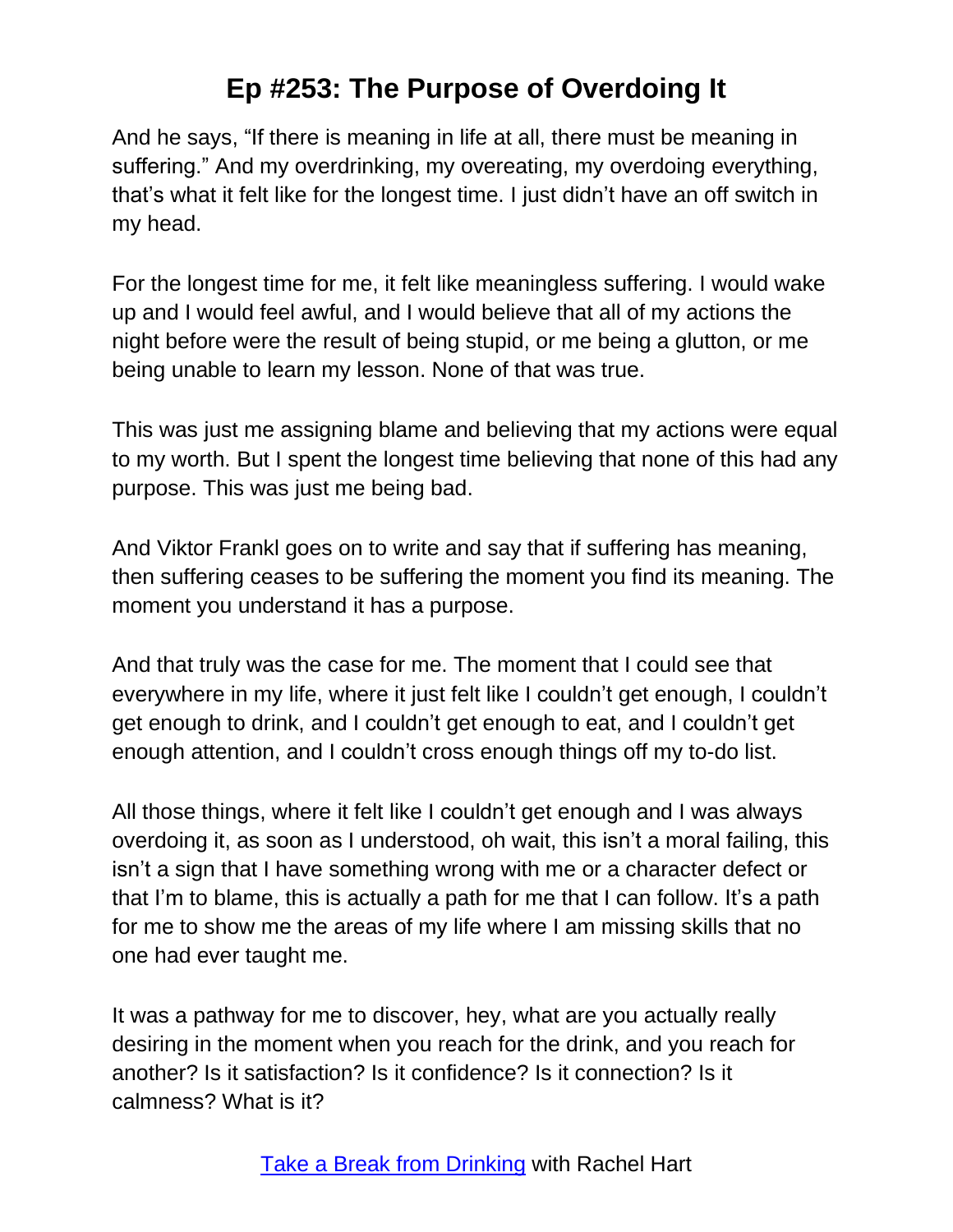And he says, "If there is meaning in life at all, there must be meaning in suffering." And my overdrinking, my overeating, my overdoing everything, that's what it felt like for the longest time. I just didn't have an off switch in my head.

For the longest time for me, it felt like meaningless suffering. I would wake up and I would feel awful, and I would believe that all of my actions the night before were the result of being stupid, or me being a glutton, or me being unable to learn my lesson. None of that was true.

This was just me assigning blame and believing that my actions were equal to my worth. But I spent the longest time believing that none of this had any purpose. This was just me being bad.

And Viktor Frankl goes on to write and say that if suffering has meaning, then suffering ceases to be suffering the moment you find its meaning. The moment you understand it has a purpose.

And that truly was the case for me. The moment that I could see that everywhere in my life, where it just felt like I couldn't get enough, I couldn't get enough to drink, and I couldn't get enough to eat, and I couldn't get enough attention, and I couldn't cross enough things off my to-do list.

All those things, where it felt like I couldn't get enough and I was always overdoing it, as soon as I understood, oh wait, this isn't a moral failing, this isn't a sign that I have something wrong with me or a character defect or that I'm to blame, this is actually a path for me that I can follow. It's a path for me to show me the areas of my life where I am missing skills that no one had ever taught me.

It was a pathway for me to discover, hey, what are you actually really desiring in the moment when you reach for the drink, and you reach for another? Is it satisfaction? Is it confidence? Is it connection? Is it calmness? What is it?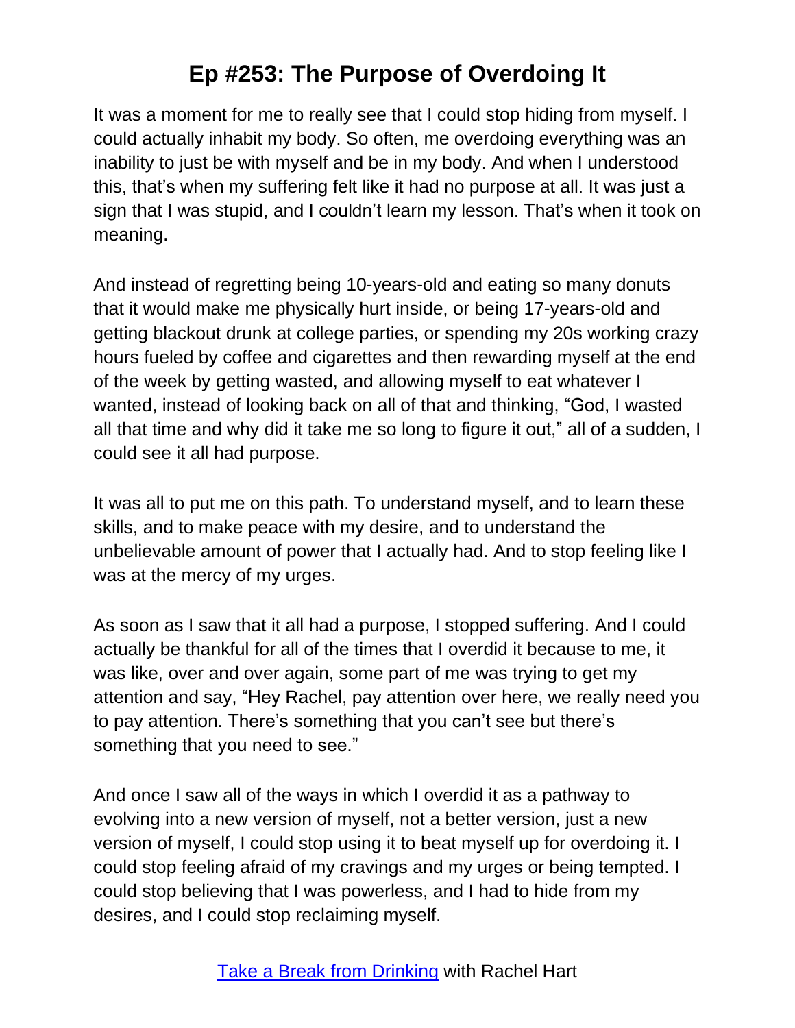It was a moment for me to really see that I could stop hiding from myself. I could actually inhabit my body. So often, me overdoing everything was an inability to just be with myself and be in my body. And when I understood this, that's when my suffering felt like it had no purpose at all. It was just a sign that I was stupid, and I couldn't learn my lesson. That's when it took on meaning.

And instead of regretting being 10-years-old and eating so many donuts that it would make me physically hurt inside, or being 17-years-old and getting blackout drunk at college parties, or spending my 20s working crazy hours fueled by coffee and cigarettes and then rewarding myself at the end of the week by getting wasted, and allowing myself to eat whatever I wanted, instead of looking back on all of that and thinking, "God, I wasted all that time and why did it take me so long to figure it out," all of a sudden, I could see it all had purpose.

It was all to put me on this path. To understand myself, and to learn these skills, and to make peace with my desire, and to understand the unbelievable amount of power that I actually had. And to stop feeling like I was at the mercy of my urges.

As soon as I saw that it all had a purpose, I stopped suffering. And I could actually be thankful for all of the times that I overdid it because to me, it was like, over and over again, some part of me was trying to get my attention and say, "Hey Rachel, pay attention over here, we really need you to pay attention. There's something that you can't see but there's something that you need to see."

And once I saw all of the ways in which I overdid it as a pathway to evolving into a new version of myself, not a better version, just a new version of myself, I could stop using it to beat myself up for overdoing it. I could stop feeling afraid of my cravings and my urges or being tempted. I could stop believing that I was powerless, and I had to hide from my desires, and I could stop reclaiming myself.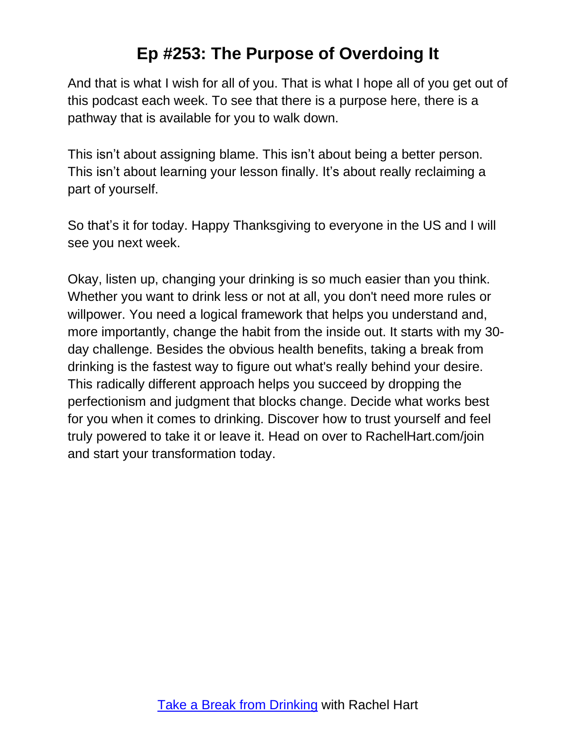And that is what I wish for all of you. That is what I hope all of you get out of this podcast each week. To see that there is a purpose here, there is a pathway that is available for you to walk down.

This isn't about assigning blame. This isn't about being a better person. This isn't about learning your lesson finally. It's about really reclaiming a part of yourself.

So that's it for today. Happy Thanksgiving to everyone in the US and I will see you next week.

Okay, listen up, changing your drinking is so much easier than you think. Whether you want to drink less or not at all, you don't need more rules or willpower. You need a logical framework that helps you understand and, more importantly, change the habit from the inside out. It starts with my 30-day challenge. Besides the obvious health benefits, taking a break from drinking is the fastest way to figure out what's really behind your desire. This radically different approach helps you succeed by dropping the perfectionism and judgment that blocks change. Decide what works best for you when it comes to drinking. Discover how to trust yourself and feel truly powered to take it or leave it. Head on over to RachelHart.com/join and start your transformation today.